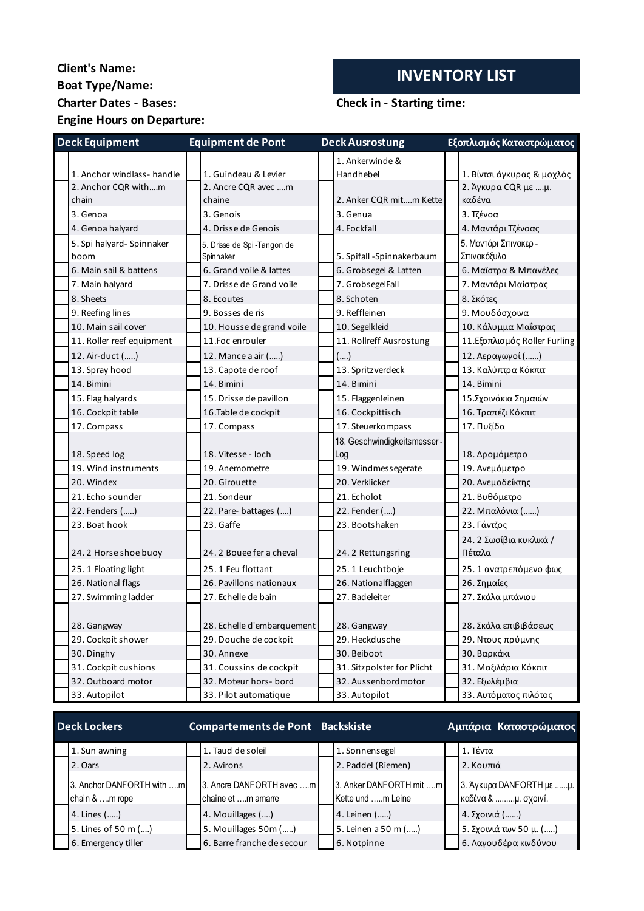**Client's Name:**

**Boat Type/Name:**

**Charter Dates - Bases:**

**Engine Hours on Departure:**

## INVENTORY LIST

**Check in - Starting time:**

| | Deck Equipment | | Equipment de Pont | | Deck Ausrostung | | Εξοπλισμός Καταστρώματος |
|---|---|---|---|---|---|---|---|
| | 1. Anchor windlass- handle | | 1. Guindeau & Levier | | 1. Ankerwinde & Handhebel | | 1. Βίντσι άγκυρας & μοχλός |
| | 2. Anchor CQR with....m chain | | 2. Ancre CQR avec ....m chaine | | 2. Anker CQR mit....m Kette | | 2. Άγκυρα CQR με ....μ. καδένα |
| | 3. Genoa | | 3. Genois | | 3. Genua | | 3. Τζένοα |
| | 4. Genoa halyard | | 4. Drisse de Genois | | 4. Fockfall | | 4. Μαντάρι Τζένοας |
| | 5. Spi halyard- Spinnaker boom | | 5. Drisse de Spi -Tangon de Spinnaker | | 5. Spifall -Spinnakerbaum | | 5. Μαντάρι Σπινακερ - Σπινακόξυλο |
| | 6. Main sail & battens | | 6. Grand voile & lattes | | 6. Grobsegel & Latten | | 6. Μαϊστρα & Μπανέλες |
| | 7. Main halyard | | 7. Drisse de Grand voile | | 7. GrobsegelFall | | 7. Μαντάρι Μαϊστρας |
| | 8. Sheets | | 8. Ecoutes | | 8. Schoten | | 8. Σκότες |
| | 9. Reefing lines | | 9. Bosses de ris | | 9. Reffleinen | | 9. Μουδόσχοινα |
| | 10. Main sail cover | | 10. Housse de grand voile | | 10. Segelkleid | | 10. Κάλυμμα Μαϊστρας |
| | 11. Roller reef equipment | | 11.Foc enrouler | | 11. Rollreff Ausrostung | | 11.Εξοπλισμός Roller Furling |
| | 12. Air-duct (.....) | | 12. Mance a air (.....) | | (....) | | 12. Αεραγωγοί (......) |
| | 13. Spray hood | | 13. Capote de roof | | 13. Spritzverdeck | | 13. Καλύπτρα Κόκπιτ |
| | 14. Bimini | | 14. Bimini | | 14. Bimini | | 14. Bimini |
| | 15. Flag halyards | | 15. Drisse de pavillon | | 15. Flaggenleinen | | 15.Σχοινάκια Σημαιών |
| | 16. Cockpit table | | 16.Table de cockpit | | 16. Cockpittisch | | 16. Τραπέζι Κόκπιτ |
| | 17. Compass | | 17. Compass | | 17. Steuerkompass | | 17. Πυξίδα |
| | 18. Speed log | | 18. Vitesse - loch | | 18. Geschwindigkeitsmesser - Log | | 18. Δρομόμετρο |
| | 19. Wind instruments | | 19. Anemometre | | 19. Windmessegerate | | 19. Ανεμόμετρο |
| | 20. Windex | | 20. Girouette | | 20. Verklicker | | 20. Ανεμοδείκτης |
| | 21. Echo sounder | | 21. Sondeur | | 21. Echolot | | 21. Βυθόμετρο |
| | 22. Fenders (.....) | | 22. Pare- battages (....) | | 22. Fender (....) | | 22. Μπαλόνια (......) |
| | 23. Boat hook | | 23. Gaffe | | 23. Bootshaken | | 23. Γάντζος |
| | 24. 2 Horse shoe buoy | | 24. 2 Bouee fer a cheval | | 24. 2 Rettungsring | | 24. 2 Σωσίβια κυκλικά / Πέταλα |
| | 25. 1 Floating light | | 25. 1 Feu flottant | | 25. 1 Leuchtboje | | 25. 1 ανατρεπόμενο φως |
| | 26. National flags | | 26. Pavillons nationaux | | 26. Nationalflaggen | | 26. Σημαίες |
| | 27. Swimming ladder | | 27. Echelle de bain | | 27. Badeleiter | | 27. Σκάλα μπάνιου |
| | 28. Gangway | | 28. Echelle d'embarquement | | 28. Gangway | | 28. Σκάλα επιβιβάσεως |
| | 29. Cockpit shower | | 29. Douche de cockpit | | 29. Heckdusche | | 29. Ντους πρύμνης |
| | 30. Dinghy | | 30. Annexe | | 30. Beiboot | | 30. Βαρκάκι |
| | 31. Cockpit cushions | | 31. Coussins de cockpit | | 31. Sitzpolster for Plicht | | 31. Μαξιλάρια Κόκπιτ |
| | 32. Outboard motor | | 32. Moteur hors- bord | | 32. Aussenbordmotor | | 32. Εξωλέμβια |
| | 33. Autopilot | | 33. Pilot automatique | | 33. Autopilot | | 33. Αυτόματος πιλότος |

| | Deck Lockers | | Compartements de Pont | | Backskiste | | Αμπάρια Καταστρώματος |
|---|---|---|---|---|---|---|---|
| | 1. Sun awning | | 1. Taud de soleil | | 1. Sonnensegel | | 1. Τέντα |
| | 2. Oars | | 2. Avirons | | 2. Paddel (Riemen) | | 2. Κουπιά |
| | 3. Anchor DANFORTH with ....m chain & ....m rope | | 3. Ancre DANFORTH avec ....m chaine et ....m amarre | | 3. Anker DANFORTH mit ....m Kette und .....m Leine | | 3. Άγκυρα DANFORTH με ......μ. καδένα & .........μ. σχοινί. |
| | 4. Lines (.....) | | 4. Mouillages (....) | | 4. Leinen (.....) | | 4. Σχοινιά (......) |
| | 5. Lines of 50 m (....) | | 5. Mouillages 50m (.....) | | 5. Leinen a 50 m (.....) | | 5. Σχοινιά των 50 μ. (.....) |
| | 6. Emergency tiller | | 6. Barre franche de secour | | 6. Notpinne | | 6. Λαγουδέρα κινδύνου |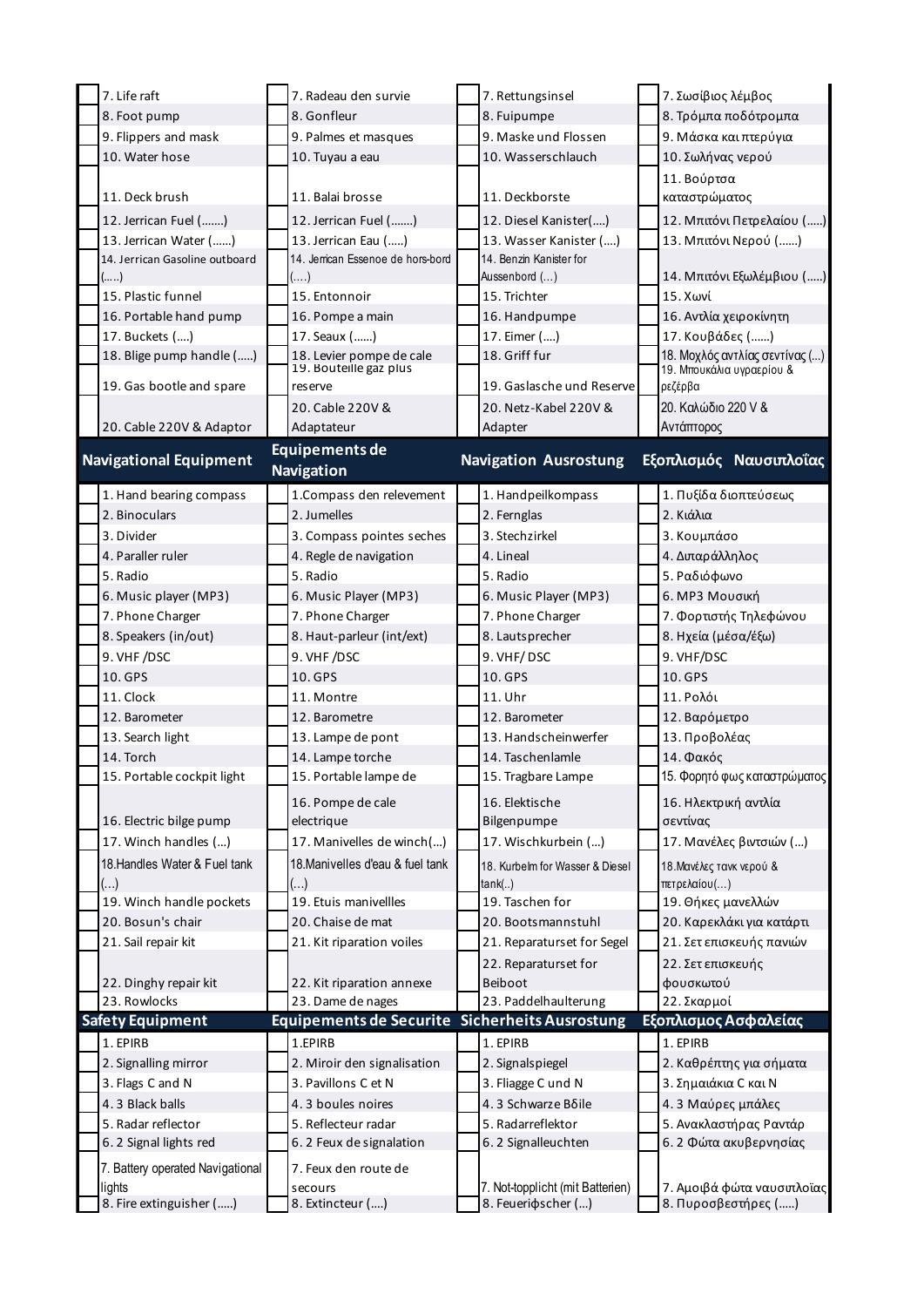| | | | | | | | |
|---|---|---|---|---|---|---|---|
| | 7. Life raft | | 7. Radeau den survie | | 7. Rettungsinsel | | 7. Σωσίβιος λέμβος |
| | 8. Foot pump | | 8. Gonfleur | | 8. Fuipumpe | | 8. Τρόμπα ποδότρομπα |
| | 9. Flippers and mask | | 9. Palmes et masques | | 9. Maske und Flossen | | 9. Μάσκα και πτερύγια |
| | 10. Water hose | | 10. Tuyau a eau | | 10. Wasserschlauch | | 10. Σωλήνας νερού |
| | 11. Deck brush | | 11. Balai brosse | | 11. Deckborste | | 11. Βούρτσα καταστρώματος |
| | 12. Jerrican Fuel (.......) | | 12. Jerrican Fuel (.......) | | 12. Diesel Kanister(....) | | 12. Μπιτόνι Πετρελαίου (.....) |
| | 13. Jerrican Water (......) | | 13. Jerrican Eau (.....) | | 13. Wasser Kanister (....) | | 13. Μπιτόνι Νερού (......) |
| | 14. Jerrican Gasoline outboard (.....) | | 14. Jerrican Essenoe de hors-bord (....) | | 14. Benzin Kanister for Aussenbord (...) | | 14. Μπιτόνι Εξωλέμβιου (.....) |
| | 15. Plastic funnel | | 15. Entonnoir | | 15. Trichter | | 15. Χωνί |
| | 16. Portable hand pump | | 16. Pompe a main | | 16. Handpumpe | | 16. Αντλία χειροκίνητη |
| | 17. Buckets (....) | | 17. Seaux (......) | | 17. Eimer (....) | | 17. Κουβάδες (......) |
| | 18. Blige pump handle (.....) | | 18. Levier pompe de cale | | 18. Griff fur | | 18. Μοχλός αντλίας σεντίνας (...) |
| | 19. Gas bootle and spare | | 19. Bouteille gaz plus reserve | | 19. Gaslasche und Reserve | | 19. Μπουκάλια υγραερίου & ρεζέρβα |
| | 20. Cable 220V & Adaptor | | 20. Cable 220V & Adaptateur | | 20. Netz-Kabel 220V & Adapter | | 20. Καλώδιο 220 V & Αντάπτορος |
| **Navigational Equipment** | | **Equipements de Navigation** | | **Navigation Ausrostung** | | **Εξοπλισμός Ναυσιπλοΐας** | |
| | 1. Hand bearing compass | | 1.Compass den relevement | | 1. Handpeilkompass | | 1. Πυξίδα διοπτεύσεως |
| | 2. Binoculars | | 2. Jumelles | | 2. Fernglas | | 2. Κιάλια |
| | 3. Divider | | 3. Compass pointes seches | | 3. Stechzirkel | | 3. Κουμπάσο |
| | 4. Paraller ruler | | 4. Regle de navigation | | 4. Lineal | | 4. Διπαράλληλος |
| | 5. Radio | | 5. Radio | | 5. Radio | | 5. Ραδιόφωνο |
| | 6. Music player (MP3) | | 6. Music Player (MP3) | | 6. Music Player (MP3) | | 6. MP3 Μουσική |
| | 7. Phone Charger | | 7. Phone Charger | | 7. Phone Charger | | 7. Φορτιστής Τηλεφώνου |
| | 8. Speakers (in/out) | | 8. Haut-parleur (int/ext) | | 8. Lautsprecher | | 8. Ηχεία (μέσα/έξω) |
| | 9. VHF /DSC | | 9. VHF /DSC | | 9. VHF/ DSC | | 9. VHF/DSC |
| | 10. GPS | | 10. GPS | | 10. GPS | | 10. GPS |
| | 11. Clock | | 11. Montre | | 11. Uhr | | 11. Ρολόι |
| | 12. Barometer | | 12. Barometre | | 12. Barometer | | 12. Βαρόμετρο |
| | 13. Search light | | 13. Lampe de pont | | 13. Handscheinwerfer | | 13. Προβολέας |
| | 14. Torch | | 14. Lampe torche | | 14. Taschenlamle | | 14. Φακός |
| | 15. Portable cockpit light | | 15. Portable lampe de | | 15. Tragbare Lampe | | 15. Φορητό φως καταστρώματος |
| | 16. Electric bilge pump | | 16. Pompe de cale electrique | | 16. Elektische Bilgenpumpe | | 16. Ηλεκτρική αντλία σεντίνας |
| | 17. Winch handles (...) | | 17. Manivelles de winch(...) | | 17. Wischkurbein (...) | | 17. Μανέλες βιντσιών (...) |
| | 18.Handles Water & Fuel tank (...) | | 18.Manivelles d'eau & fuel tank (...) | | 18. Kurbelm for Wasser & Diesel tank(..) | | 18.Μανέλες τανκ νερού & πετρελαίου(...) |
| | 19. Winch handle pockets | | 19. Etuis manivellles | | 19. Taschen for | | 19. Θήκες μανελλών |
| | 20. Bosun's chair | | 20. Chaise de mat | | 20. Bootsmannstuhl | | 20. Καρεκλάκι για κατάρτι |
| | 21. Sail repair kit | | 21. Kit riparation voiles | | 21. Reparaturset for Segel | | 21. Σετ επισκευής πανιών |
| | 22. Dinghy repair kit | | 22. Kit riparation annexe | | 22. Reparaturset for Beiboot | | 22. Σετ επισκευής φουσκωτού |
| | 23. Rowlocks | | 23. Dame de nages | | 23. Paddelhaulterung | | 22. Σκαρμοί |
| **Safety Equipment** | | **Equipements de Securite** | | **Sicherheits Ausrostung** | | **Εξοπλισμος Ασφαλείας** | |
| | 1. EPIRB | | 1.EPIRB | | 1. EPIRB | | 1. EPIRB |
| | 2. Signalling mirror | | 2. Miroir den signalisation | | 2. Signalspiegel | | 2. Καθρέπτης για σήματα |
| | 3. Flags C and N | | 3. Pavillons C et N | | 3. Fliagge C und N | | 3. Σημαιάκια C και N |
| | 4. 3 Black balls | | 4. 3 boules noires | | 4. 3 Schwarze Bőile | | 4. 3 Μαύρες μπάλες |
| | 5. Radar reflector | | 5. Reflecteur radar | | 5. Radarreflektor | | 5. Ανακλαστήρας Ραντάρ |
| | 6. 2 Signal lights red | | 6. 2 Feux de signalation | | 6. 2 Signalleuchten | | 6. 2 Φώτα ακυβερνησίας |
| | 7. Battery operated Navigational lights | | 7. Feux den route de secours | | 7. Not-topplicht (mit Batterien) | | 7. Αμοιβά φώτα ναυσιπλοΐας |
| | 8. Fire extinguisher (.....) | | 8. Extincteur (....) | | 8. Feueriфscher (...) | | 8. Πυροσβεστήρες (.....) |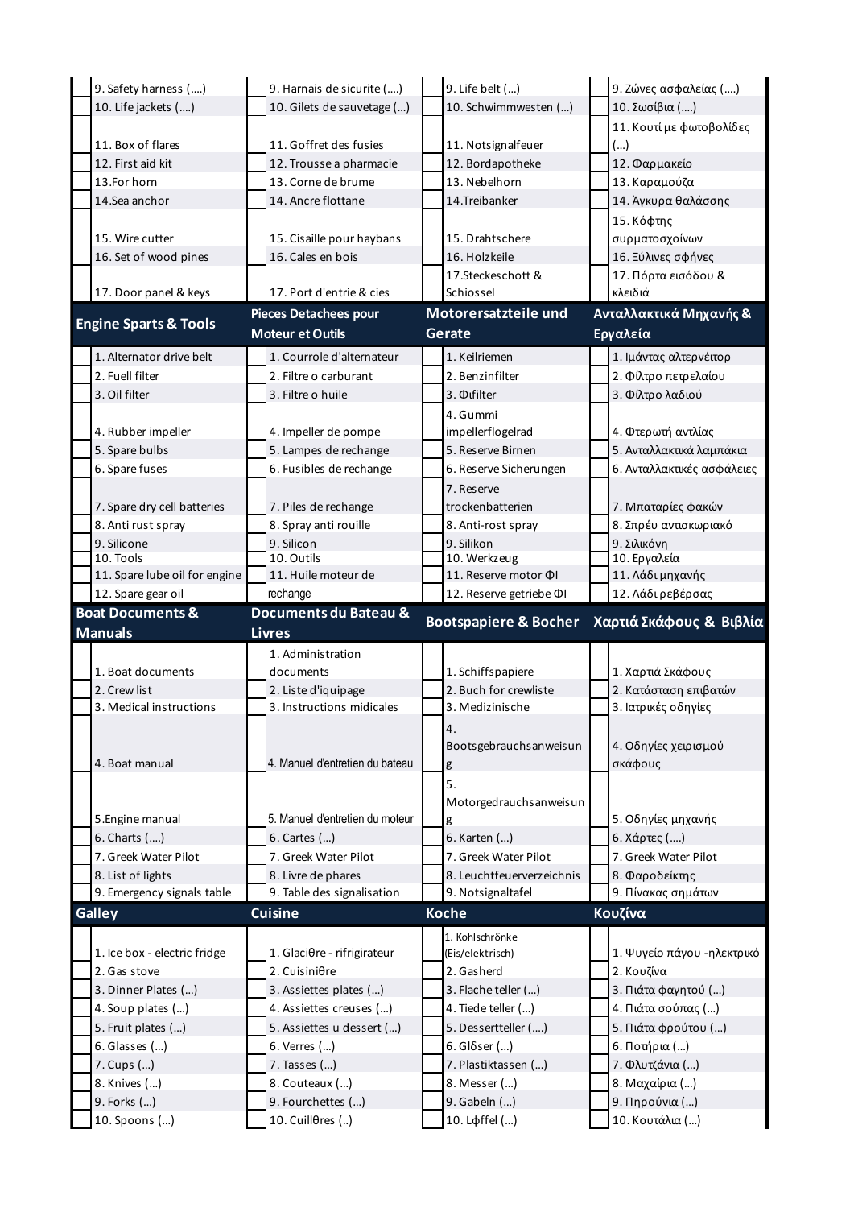| | English | | French | | German | | Greek |
|---|---|---|---|---|---|---|---|
| | 9. Safety harness (....) | | 9. Harnais de sicurite (....) | | 9. Life belt (...) | | 9. Ζώνες ασφαλείας (....) |
| | 10. Life jackets (....) | | 10. Gilets de sauvetage (...) | | 10. Schwimmwesten (...) | | 10. Σωσίβια (....) |
| | 11. Box of flares | | 11. Goffret des fusies | | 11. Notsignalfeuer | | 11. Κουτί με φωτοβολίδες (...) |
| | 12. First aid kit | | 12. Trousse a pharmacie | | 12. Bordapotheke | | 12. Φαρμακείο |
| | 13.For horn | | 13. Corne de brume | | 13. Nebelhorn | | 13. Καραμούζα |
| | 14.Sea anchor | | 14. Ancre flottane | | 14.Treibanker | | 14. Άγκυρα θαλάσσης |
| | 15. Wire cutter | | 15. Cisaille pour haybans | | 15. Drahtschere | | 15. Κόφτης συρματοσχοίνων |
| | 16. Set of wood pines | | 16. Cales en bois | | 16. Holzkeile | | 16. Ξύλινες σφήνες |
| | 17. Door panel & keys | | 17. Port d'entrie & cies | | 17.Steckeschott & Schiossel | | 17. Πόρτα εισόδου & κλειδιά |
| **Engine Sparts & Tools** | | **Pieces Detachees pour Moteur et Outils** | | **Motorersatzteile und Gerate** | | **Ανταλλακτικά Μηχανής & Εργαλεία** | |
| | 1. Alternator drive belt | | 1. Courrole d'alternateur | | 1. Keilriemen | | 1. Ιμάντας αλτερνέιτορ |
| | 2. Fuell filter | | 2. Filtre o carburant | | 2. Benzinfilter | | 2. Φίλτρο πετρελαίου |
| | 3. Oil filter | | 3. Filtre o huile | | 3. Φifilter | | 3. Φίλτρο λαδιού |
| | 4. Rubber impeller | | 4. Impeller de pompe | | 4. Gummi impellerflogelrad | | 4. Φτερωτή αντλίας |
| | 5. Spare bulbs | | 5. Lampes de rechange | | 5. Reserve Birnen | | 5. Ανταλλακτικά λαμπάκια |
| | 6. Spare fuses | | 6. Fusibles de rechange | | 6. Reserve Sicherungen | | 6. Ανταλλακτικές ασφάλειες |
| | 7. Spare dry cell batteries | | 7. Piles de rechange | | 7. Reserve trockenbatterien | | 7. Μπαταρίες φακών |
| | 8. Anti rust spray | | 8. Spray anti rouille | | 8. Anti-rost spray | | 8. Σπρέυ αντισκωριακό |
| | 9. Silicone | | 9. Silicon | | 9. Silikon | | 9. Σιλικόνη |
| | 10. Tools | | 10. Outils | | 10. Werkzeug | | 10. Εργαλεία |
| | 11. Spare lube oil for engine | | 11. Huile moteur de rechange | | 11. Reserve motor ΦI | | 11. Λάδι μηχανής |
| | 12. Spare gear oil | | | | 12. Reserve getriebe ΦI | | 12. Λάδι ρεβέρσας |
| **Boat Documents & Manuals** | | **Documents du Bateau & Livres** | | **Bootspapiere & Bocher** | | **Χαρτιά Σκάφους & Βιβλία** | |
| | 1. Boat documents | | 1. Administration documents | | 1. Schiffspapiere | | 1. Χαρτιά Σκάφους |
| | 2. Crew list | | 2. Liste d'iquipage | | 2. Buch for crewliste | | 2. Κατάσταση επιβατών |
| | 3. Medical instructions | | 3. Instructions midicales | | 3. Medizinische | | 3. Ιατρικές οδηγίες |
| | 4. Boat manual | | 4. Manuel d'entretien du bateau | | 4. Bootsgebrauchsanweisung | | 4. Οδηγίες χειρισμού σκάφους |
| | 5.Engine manual | | 5. Manuel d'entretien du moteur | | 5. Motorgedrauchsanweisung | | 5. Οδηγίες μηχανής |
| | 6. Charts (....) | | 6. Cartes (...) | | 6. Karten (...) | | 6. Χάρτες (....) |
| | 7. Greek Water Pilot | | 7. Greek Water Pilot | | 7. Greek Water Pilot | | 7. Greek Water Pilot |
| | 8. List of lights | | 8. Livre de phares | | 8. Leuchtfeuerverzeichnis | | 8. Φαροδείκτης |
| | 9. Emergency signals table | | 9. Table des signalisation | | 9. Notsignaltafel | | 9. Πίνακας σημάτων |
| **Galley** | | **Cuisine** | | **Koche** | | **Κουζίνα** | |
| | 1. Ice box - electric fridge | | 1. Glaciθre - rifrigirateur | | 1. Kohlschrδnke (Eis/elektrisch) | | 1. Ψυγείο πάγου -ηλεκτρικό |
| | 2. Gas stove | | 2. Cuisiniθre | | 2. Gasherd | | 2. Κουζίνα |
| | 3. Dinner Plates (...) | | 3. Assiettes plates (...) | | 3. Flache teller (...) | | 3. Πιάτα φαγητού (...) |
| | 4. Soup plates (...) | | 4. Assiettes creuses (...) | | 4. Tiede teller (...) | | 4. Πιάτα σούπας (...) |
| | 5. Fruit plates (...) | | 5. Assiettes u dessert (...) | | 5. Dessertteller (....) | | 5. Πιάτα φρούτου (...) |
| | 6. Glasses (...) | | 6. Verres (...) | | 6. Glδser (...) | | 6. Ποτήρια (...) |
| | 7. Cups (...) | | 7. Tasses (...) | | 7. Plastiktassen (...) | | 7. Φλυτζάνια (...) |
| | 8. Knives (...) | | 8. Couteaux (...) | | 8. Messer (...) | | 8. Μαχαίρια (...) |
| | 9. Forks (...) | | 9. Fourchettes (...) | | 9. Gabeln (...) | | 9. Πηρούνια (...) |
| | 10. Spoons (...) | | 10. Cuillθres (..) | | 10. Lφffel (...) | | 10. Κουτάλια (...) |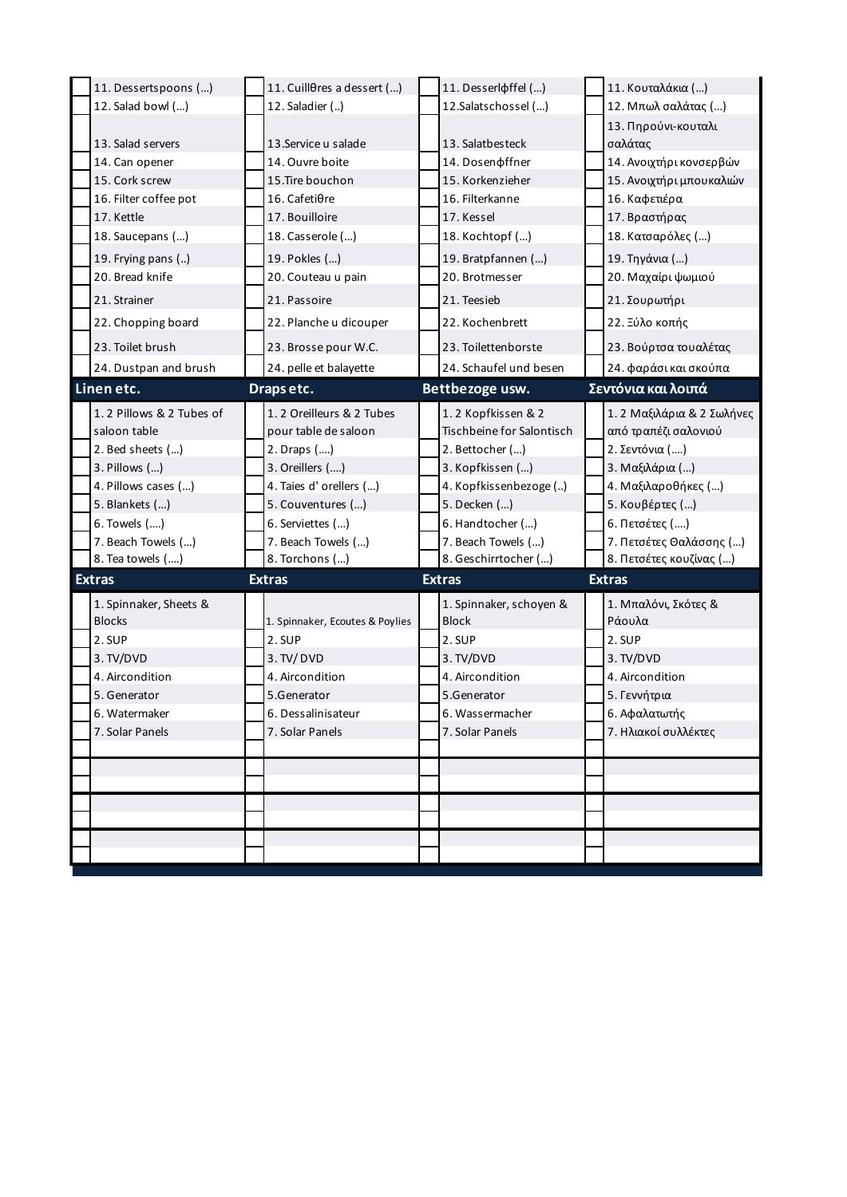| | | | | | | | |
|---|---|---|---|---|---|---|---|
| | 11. Dessertspoons (...) | | 11. Cuillθres a dessert (...) | | 11. Desserlφffel (...) | | 11. Κουταλάκια (...) |
| | 12. Salad bowl (...) | | 12. Saladier (..) | | 12.Salatschossel (...) | | 12. Μπωλ σαλάτας (...) |
| | 13. Salad servers | | 13.Service u salade | | 13. Salatbesteck | | 13. Πηρούνι-κουταλι σαλάτας |
| | 14. Can opener | | 14. Ouvre boite | | 14. Dosenφffner | | 14. Ανοιχτήρι κονσερβών |
| | 15. Cork screw | | 15.Tire bouchon | | 15. Korkenzieher | | 15. Ανοιχτήρι μπουκαλιών |
| | 16. Filter coffee pot | | 16. Cafetiθre | | 16. Filterkanne | | 16. Καφετιέρα |
| | 17. Kettle | | 17. Bouilloire | | 17. Kessel | | 17. Βραστήρας |
| | 18. Saucepans (...) | | 18. Casserole (...) | | 18. Kochtopf (...) | | 18. Κατσαρόλες (...) |
| | 19. Frying pans (..) | | 19. Pokles (...) | | 19. Bratpfannen (...) | | 19. Τηγάνια (...) |
| | 20. Bread knife | | 20. Couteau u pain | | 20. Brotmesser | | 20. Μαχαίρι ψωμιού |
| | 21. Strainer | | 21. Passoire | | 21. Teesieb | | 21. Σουρωτήρι |
| | 22. Chopping board | | 22. Planche u dicouper | | 22. Kochenbrett | | 22. Ξύλο κοπής |
| | 23. Toilet brush | | 23. Brosse pour W.C. | | 23. Toilettenborste | | 23. Βούρτσα τουαλέτας |
| | 24. Dustpan and brush | | 24. pelle et balayette | | 24. Schaufel und besen | | 24. φαράσι και σκούπα |
| **Linen etc.** | | **Draps etc.** | | **Bettbezoge usw.** | | **Σεντόνια και λοιπά** | |
| | 1. 2 Pillows & 2 Tubes of saloon table | | 1. 2 Oreilleurs & 2 Tubes pour table de saloon | | 1. 2 Kopfkissen & 2 Tischbeine for Salontisch | | 1. 2 Μαξιλάρια & 2 Σωλήνες από τραπέζι σαλονιού |
| | 2. Bed sheets (...) | | 2. Draps (....) | | 2. Bettocher (...) | | 2. Σεντόνια (....) |
| | 3. Pillows (...) | | 3. Oreillers (....) | | 3. Kopfkissen (...) | | 3. Μαξιλάρια (...) |
| | 4. Pillows cases (...) | | 4. Taies d' orellers (...) | | 4. Kopfkissenbezoge (..) | | 4. Μαξιλαροθήκες (...) |
| | 5. Blankets (...) | | 5. Couventures (...) | | 5. Decken (...) | | 5. Κουβέρτες (...) |
| | 6. Towels (....) | | 6. Serviettes (...) | | 6. Handtocher (...) | | 6. Πετσέτες (....) |
| | 7. Beach Towels (...) | | 7. Beach Towels (...) | | 7. Beach Towels (...) | | 7. Πετσέτες Θαλάσσης (...) |
| | 8. Tea towels (....) | | 8. Torchons (...) | | 8. Geschirrtocher (...) | | 8. Πετσέτες κουζίνας (...) |
| **Extras** | | **Extras** | | **Extras** | | **Extras** | |
| | 1. Spinnaker, Sheets & Blocks | | 1. Spinnaker, Ecoutes & Poylies | | 1. Spinnaker, schoyen & Block | | 1. Μπαλόνι, Σκότες & Ράουλα |
| | 2. SUP | | 2. SUP | | 2. SUP | | 2. SUP |
| | 3. TV/DVD | | 3. TV/ DVD | | 3. TV/DVD | | 3. TV/DVD |
| | 4. Aircondition | | 4. Aircondition | | 4. Aircondition | | 4. Aircondition |
| | 5. Generator | | 5.Generator | | 5.Generator | | 5. Γεννήτρια |
| | 6. Watermaker | | 6. Dessalinisateur | | 6. Wassermacher | | 6. Αφαλατωτής |
| | 7. Solar Panels | | 7. Solar Panels | | 7. Solar Panels | | 7. Ηλιακοί συλλέκτες |
| | | | | | | | |
| | | | | | | | |
| | | | | | | | |
| | | | | | | | |
| | | | | | | | |
| | | | | | | | |
| | | | | | | | |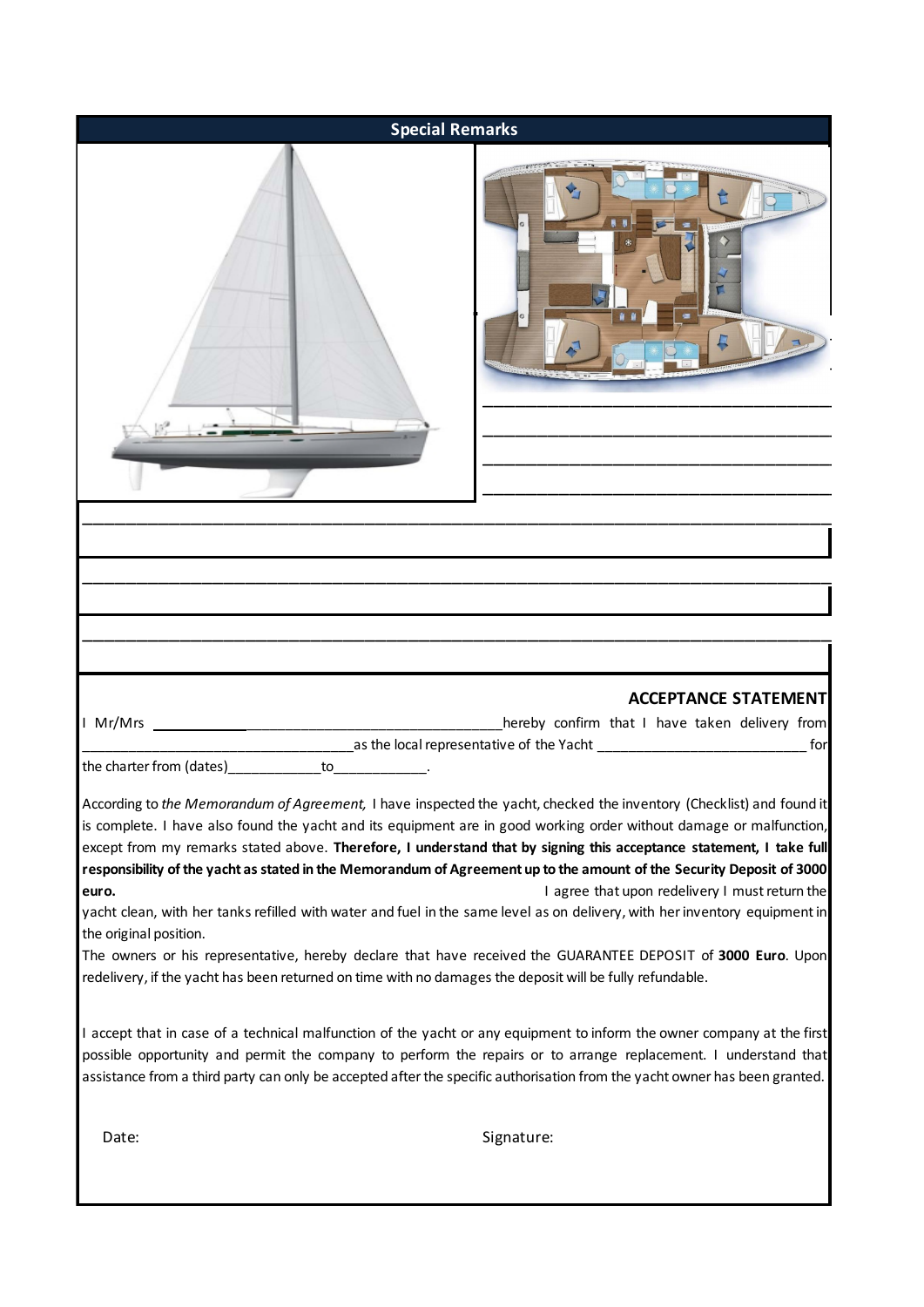## Special Remarks

______________________________________________

______________________________________________

______________________________________________

______________________________________________

______________________________________________________________________________________________

______________________________________________________________________________________________

______________________________________________________________________________________________

### ACCEPTANCE STATEMENT

I Mr/Mrs ______________________________________________hereby confirm that I have taken delivery from ____________________________________as the local representative of the Yacht ____________________________ for the charter from (dates)____________to____________.

According to *the Memorandum of Agreement,* I have inspected the yacht, checked the inventory (Checklist) and found it is complete. I have also found the yacht and its equipment are in good working order without damage or malfunction, except from my remarks stated above. **Therefore, I understand that by signing this acceptance statement, I take full responsibility of the yacht as stated in the Memorandum of Agreement up to the amount of the Security Deposit of 3000 euro.** I agree that upon redelivery I must return the yacht clean, with her tanks refilled with water and fuel in the same level as on delivery, with her inventory equipment in the original position.

The owners or his representative, hereby declare that have received the GUARANTEE DEPOSIT of **3000 Euro**. Upon redelivery, if the yacht has been returned on time with no damages the deposit will be fully refundable.

I accept that in case of a technical malfunction of the yacht or any equipment to inform the owner company at the first possible opportunity and permit the company to perform the repairs or to arrange replacement. I understand that assistance from a third party can only be accepted after the specific authorisation from the yacht owner has been granted.

Date: Signature: